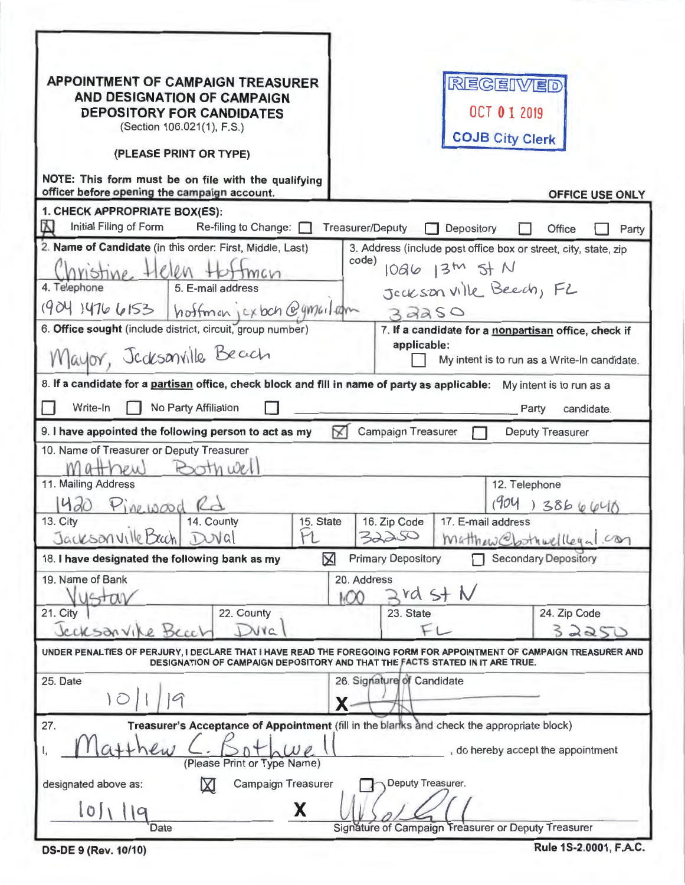# APPOINTMENT OF CAMPAIGN TREASURER AND DESIGNATION OF CAMPAIGN DEPOSITORY FOR CANDIDATES

(Section 106.021(1), F.S.)

**(PLEASE PRINT OR TYPE)**

**NOTE: This form must be on file with the qualifying officer before opening the campaign account.**

RECEIVED
OCT 01 2019
COJB City Clerk

**OFFICE USE ONLY**

**1. CHECK APPROPRIATE BOX(ES):**

[X] Initial Filing of Form   Re-filing to Change: [ ] Treasurer/Deputy [ ] Depository [ ] Office [ ] Party

2. **Name of Candidate** (in this order: First, Middle, Last): Christine Helen Hoffman

3. Address (include post office box or street, city, state, zip code): 1026 13th St N, Jacksonville Beach, FL 32250

4. Telephone: (904) 476 6153

5. E-mail address: hoffmanjaxbch@gmail.com

6. **Office sought** (include district, circuit, group number): Mayor, Jacksonville Beach

7. **If a candidate for a nonpartisan office, check if applicable:**
[ ] My intent is to run as a Write-In candidate.

8. **If a candidate for a partisan office, check block and fill in name of party as applicable:** My intent is to run as a
[ ] Write-In [ ] No Party Affiliation [ ] ________ Party candidate.

9. **I have appointed the following person to act as my** [X] Campaign Treasurer [ ] Deputy Treasurer

10. Name of Treasurer or Deputy Treasurer: Matthew Bothwell

11. Mailing Address: 1420 Pinewood Rd

12. Telephone: (904) 386 6640

13. City: Jacksonville Beach

14. County: Duval

15. State: FL

16. Zip Code: 32250

17. E-mail address: matthew@bothwelllegal.com

18. **I have designated the following bank as my** [X] Primary Depository [ ] Secondary Depository

19. Name of Bank: Vystar

20. Address: 100 3rd St N

21. City: Jacksonville Beach

22. County: Duval

23. State: FL

24. Zip Code: 32250

**UNDER PENALTIES OF PERJURY, I DECLARE THAT I HAVE READ THE FOREGOING FORM FOR APPOINTMENT OF CAMPAIGN TREASURER AND DESIGNATION OF CAMPAIGN DEPOSITORY AND THAT THE FACTS STATED IN IT ARE TRUE.**

25. Date: 10/1/19

26. Signature of Candidate: X [signature]

27. **Treasurer's Acceptance of Appointment** (fill in the blanks and check the appropriate block)

I, Matthew C. Bothwell (Please Print or Type Name), do hereby accept the appointment designated above as: [X] Campaign Treasurer [ ] Deputy Treasurer.

10/1/19
Date

X [signature]
Signature of Campaign Treasurer or Deputy Treasurer

**DS-DE 9 (Rev. 10/10)** **Rule 1S-2.0001, F.A.C.**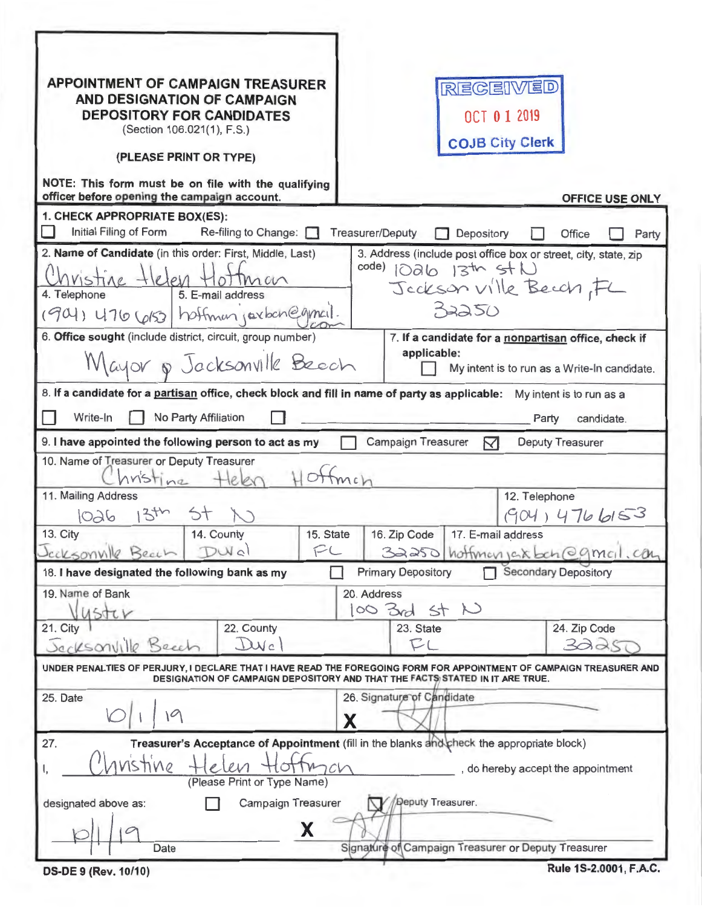# APPOINTMENT OF CAMPAIGN TREASURER AND DESIGNATION OF CAMPAIGN DEPOSITORY FOR CANDIDATES

(Section 106.021(1), F.S.)

**(PLEASE PRINT OR TYPE)**

**NOTE: This form must be on file with the qualifying officer before opening the campaign account.**

RECEIVED
OCT 01 2019
COJB City Clerk

**OFFICE USE ONLY**

**1. CHECK APPROPRIATE BOX(ES):**

☐ Initial Filing of Form Re-filing to Change: ☐ Treasurer/Deputy ☐ Depository ☐ Office ☐ Party

**2. Name of Candidate** (in this order: First, Middle, Last)
Christine Helen Hoffman

**3. Address** (include post office box or street, city, state, zip code)
1026 13th St N
Jacksonville Beach, FL
32250

**4. Telephone**
(904) 476 6153

**5. E-mail address**
hoffmanjaxbch@gmail.com

**6. Office sought** (include district, circuit, group number)
Mayor of Jacksonville Beach

**7. If a candidate for a nonpartisan office, check if applicable:**
☐ My intent is to run as a Write-In candidate.

**8. If a candidate for a partisan office, check block and fill in name of party as applicable:** My intent is to run as a

☐ Write-In ☐ No Party Affiliation ☐ ________________ Party candidate.

**9. I have appointed the following person to act as my** ☐ Campaign Treasurer ☑ Deputy Treasurer

**10. Name of Treasurer or Deputy Treasurer**
Christine Helen Hoffman

**11. Mailing Address**
1026 13th St N

**12. Telephone**
(904) 476 6153

| 13. City | 14. County | 15. State | 16. Zip Code | 17. E-mail address |
|---|---|---|---|---|
| Jacksonville Beach | Duval | FL | 32250 | hoffmanjaxbch@gmail.com |

**18. I have designated the following bank as my** ☐ Primary Depository ☐ Secondary Depository

**19. Name of Bank**
Vystar

**20. Address**
100 3rd St N

| 21. City | 22. County | 23. State | 24. Zip Code |
|---|---|---|---|
| Jacksonville Beach | Duval | FL | 32250 |

**UNDER PENALTIES OF PERJURY, I DECLARE THAT I HAVE READ THE FOREGOING FORM FOR APPOINTMENT OF CAMPAIGN TREASURER AND DESIGNATION OF CAMPAIGN DEPOSITORY AND THAT THE FACTS STATED IN IT ARE TRUE.**

**25. Date**
10/1/19

**26. Signature of Candidate**
X [signature]

**27. Treasurer's Acceptance of Appointment** (fill in the blanks and check the appropriate block)

I, Christine Helen Hoffman, do hereby accept the appointment
(Please Print or Type Name)

designated above as: ☐ Campaign Treasurer ☑ Deputy Treasurer.

10/1/19
Date

X [signature]
Signature of Campaign Treasurer or Deputy Treasurer

**DS-DE 9 (Rev. 10/10)** **Rule 1S-2.0001, F.A.C.**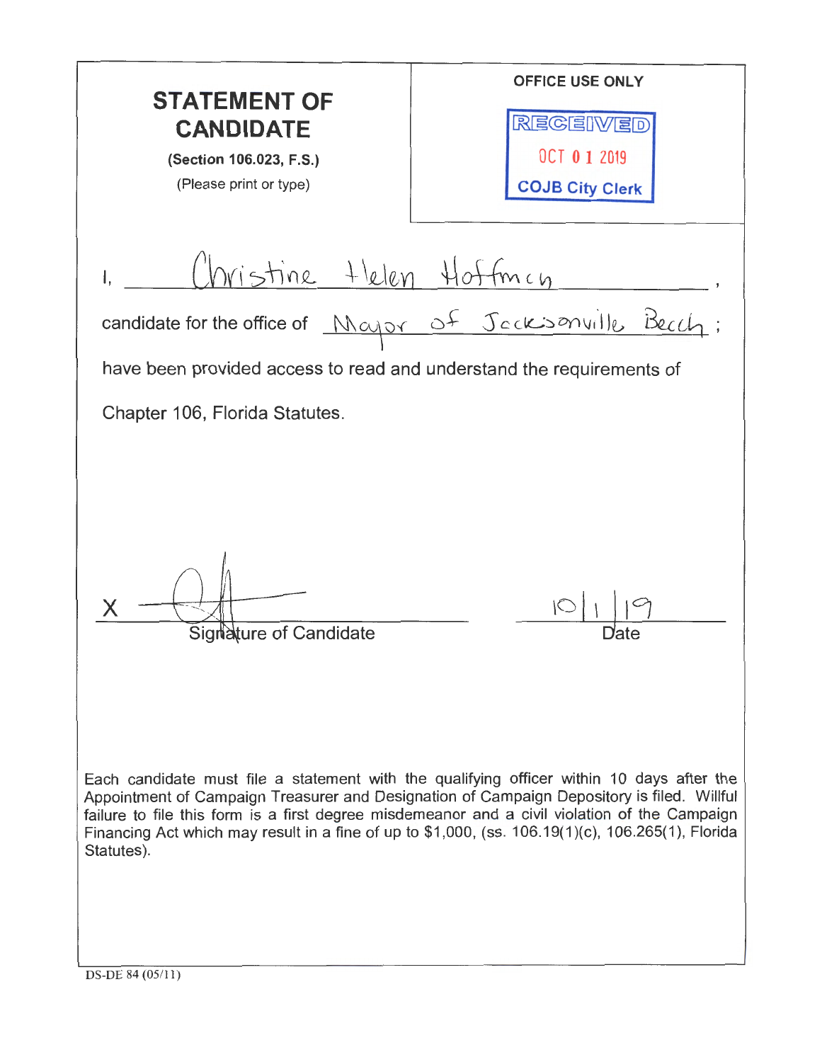# STATEMENT OF CANDIDATE

**(Section 106.023, F.S.)**

(Please print or type)

OFFICE USE ONLY

RECEIVED
OCT 0 1 2019
COJB City Clerk

I, Christine Helen Hoffman,

candidate for the office of Mayor of Jacksonville Beach;

have been provided access to read and understand the requirements of Chapter 106, Florida Statutes.

X _______________
Signature of Candidate

10/1/19
Date

Each candidate must file a statement with the qualifying officer within 10 days after the Appointment of Campaign Treasurer and Designation of Campaign Depository is filed. Willful failure to file this form is a first degree misdemeanor and a civil violation of the Campaign Financing Act which may result in a fine of up to $1,000, (ss. 106.19(1)(c), 106.265(1), Florida Statutes).

DS-DE 84 (05/11)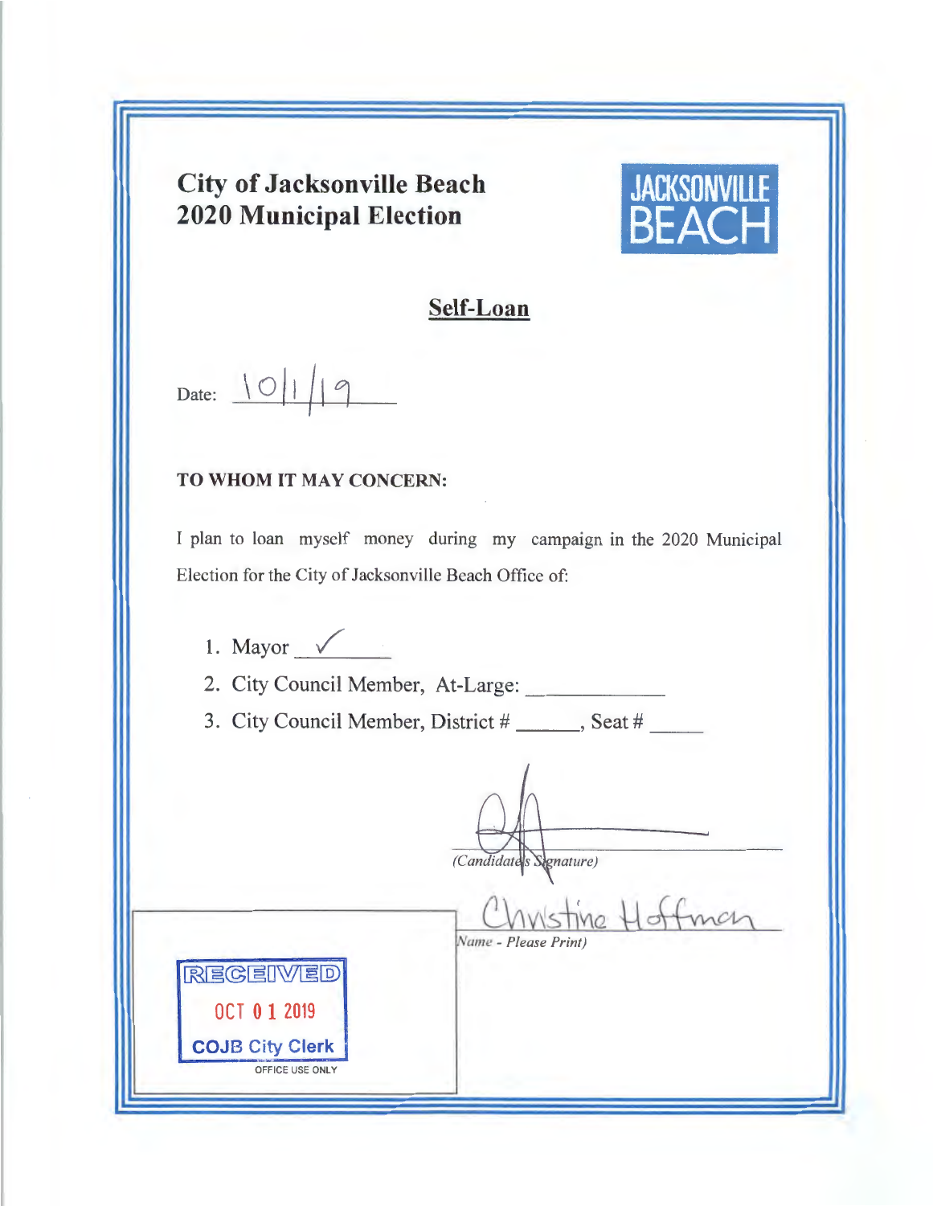# City of Jacksonville Beach
# 2020 Municipal Election

JACKSONVILLE BEACH

## Self-Loan

Date: 10/1/19

**TO WHOM IT MAY CONCERN:**

I plan to loan myself money during my campaign in the 2020 Municipal Election for the City of Jacksonville Beach Office of:

1. Mayor ✓
2. City Council Member, At-Large: ____________
3. City Council Member, District # ______, Seat # _____

_(signature)_
*(Candidate's Signature)*

Christine Hoffman
*(Name - Please Print)*

RECEIVED
OCT 01 2019
COJB City Clerk
OFFICE USE ONLY